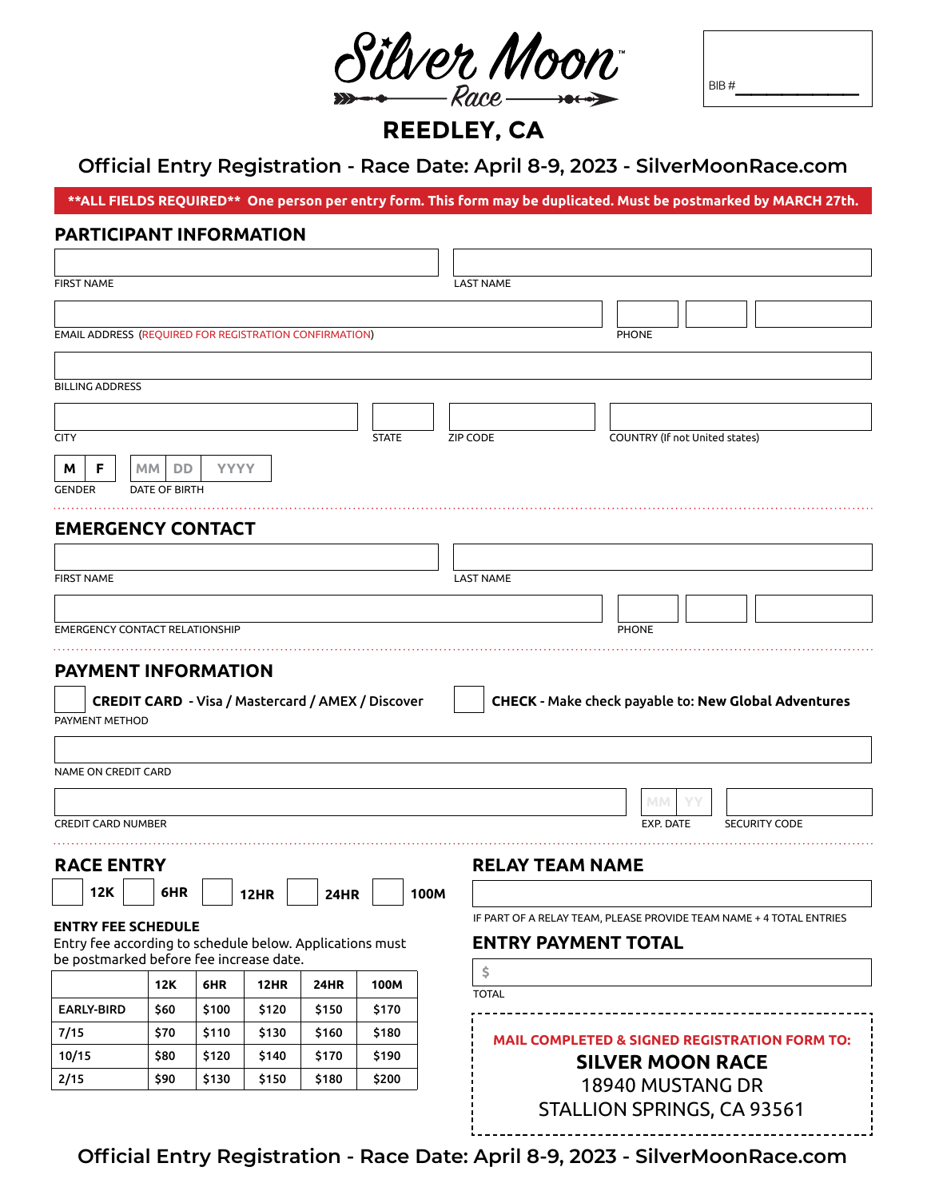# Silver Moon™ Race

BIB # ______________

## REEDLEY, CA

### Official Entry Registration - Race Date: April 8-9, 2023 - SilverMoonRace.com

****ALL FIELDS REQUIRED** One person per entry form. This form may be duplicated. Must be postmarked by MARCH 27th.**

## PARTICIPANT INFORMATION

FIRST NAME ______________________ LAST NAME ______________________

EMAIL ADDRESS (REQUIRED FOR REGISTRATION CONFIRMATION) ______________________ PHONE ______________________

BILLING ADDRESS ______________________

CITY ______________________ STATE ________ ZIP CODE ________ COUNTRY (If not United states) ______________________

GENDER: M / F

DATE OF BIRTH: MM / DD / YYYY

## EMERGENCY CONTACT

FIRST NAME ______________________ LAST NAME ______________________

EMERGENCY CONTACT RELATIONSHIP ______________________ PHONE ______________________

## PAYMENT INFORMATION

PAYMENT METHOD:

- ☐ **CREDIT CARD** - Visa / Mastercard / AMEX / Discover
- ☐ **CHECK** - Make check payable to: **New Global Adventures**

NAME ON CREDIT CARD ______________________

CREDIT CARD NUMBER ______________________ EXP. DATE MM / YY SECURITY CODE ________

## RACE ENTRY

☐ **12K** ☐ **6HR** ☐ **12HR** ☐ **24HR** ☐ **100M**

### ENTRY FEE SCHEDULE

Entry fee according to schedule below. Applications must be postmarked before fee increase date.

| | 12K | 6HR | 12HR | 24HR | 100M |
|---|---|---|---|---|---|
| EARLY-BIRD | $60 | $100 | $120 | $150 | $170 |
| 7/15 | $70 | $110 | $130 | $160 | $180 |
| 10/15 | $80 | $120 | $140 | $170 | $190 |
| 2/15 | $90 | $130 | $150 | $180 | $200 |

## RELAY TEAM NAME

______________________

IF PART OF A RELAY TEAM, PLEASE PROVIDE TEAM NAME + 4 TOTAL ENTRIES

## ENTRY PAYMENT TOTAL

$ ______________________

TOTAL

**MAIL COMPLETED & SIGNED REGISTRATION FORM TO:**

**SILVER MOON RACE**
18940 MUSTANG DR
STALLION SPRINGS, CA 93561

### Official Entry Registration - Race Date: April 8-9, 2023 - SilverMoonRace.com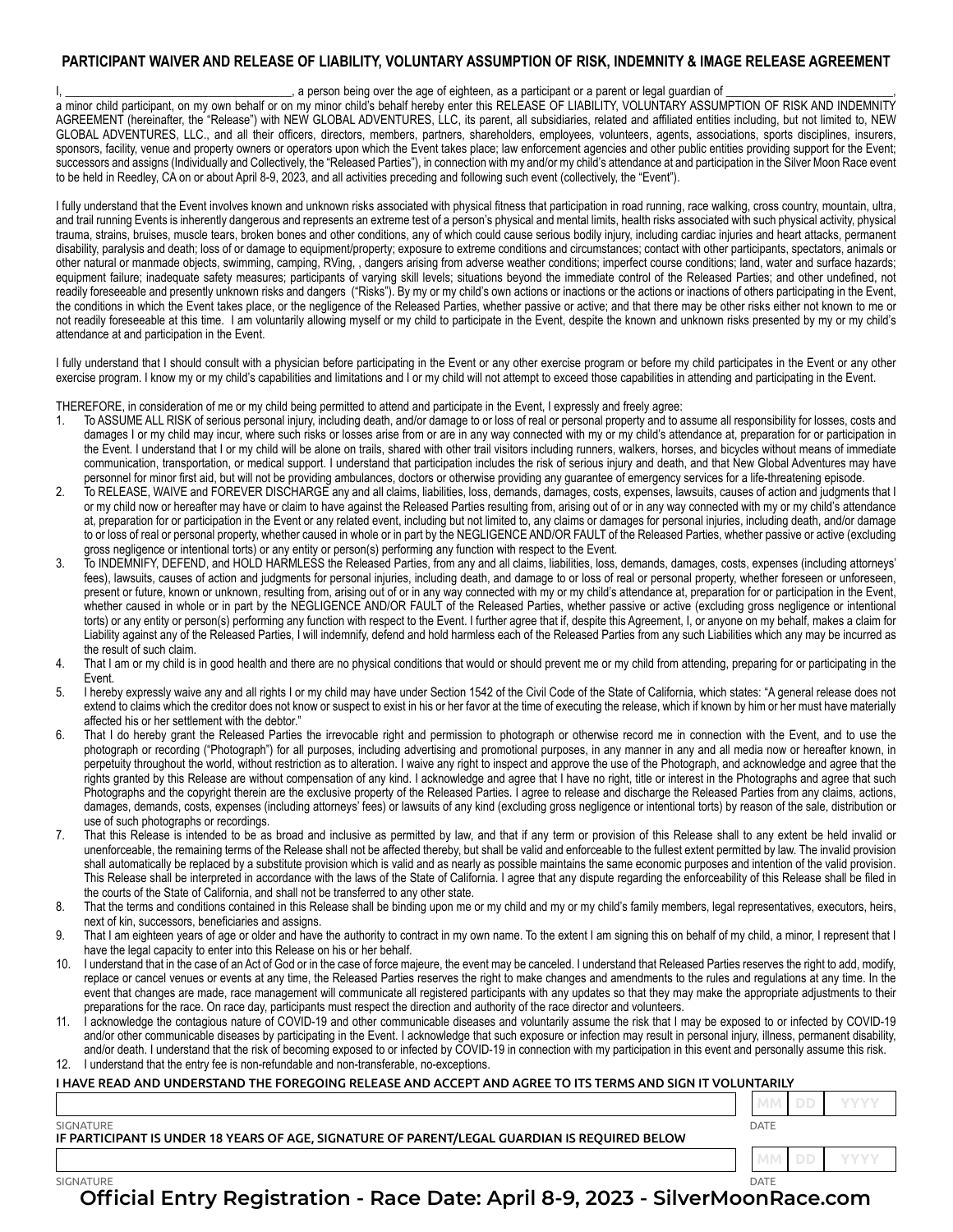# PARTICIPANT WAIVER AND RELEASE OF LIABILITY, VOLUNTARY ASSUMPTION OF RISK, INDEMNITY & IMAGE RELEASE AGREEMENT

I, ____________________________________, a person being over the age of eighteen, as a participant or a parent or legal guardian of ___________________________, a minor child participant, on my own behalf or on my minor child's behalf hereby enter this RELEASE OF LIABILITY, VOLUNTARY ASSUMPTION OF RISK AND INDEMNITY AGREEMENT (hereinafter, the "Release") with NEW GLOBAL ADVENTURES, LLC, its parent, all subsidiaries, related and affiliated entities including, but not limited to, NEW GLOBAL ADVENTURES, LLC., and all their officers, directors, members, partners, shareholders, employees, volunteers, agents, associations, sports disciplines, insurers, sponsors, facility, venue and property owners or operators upon which the Event takes place; law enforcement agencies and other public entities providing support for the Event; successors and assigns (Individually and Collectively, the "Released Parties"), in connection with my and/or my child's attendance at and participation in the Silver Moon Race event to be held in Reedley, CA on or about April 8-9, 2023, and all activities preceding and following such event (collectively, the "Event").

I fully understand that the Event involves known and unknown risks associated with physical fitness that participation in road running, race walking, cross country, mountain, ultra, and trail running Events is inherently dangerous and represents an extreme test of a person's physical and mental limits, health risks associated with such physical activity, physical trauma, strains, bruises, muscle tears, broken bones and other conditions, any of which could cause serious bodily injury, including cardiac injuries and heart attacks, permanent disability, paralysis and death; loss of or damage to equipment/property; exposure to extreme conditions and circumstances; contact with other participants, spectators, animals or other natural or manmade objects, swimming, camping, RVing, , dangers arising from adverse weather conditions; imperfect course conditions; land, water and surface hazards; equipment failure; inadequate safety measures; participants of varying skill levels; situations beyond the immediate control of the Released Parties; and other undefined, not readily foreseeable and presently unknown risks and dangers ("Risks"). By my or my child's own actions or inactions or the actions or inactions of others participating in the Event, the conditions in which the Event takes place, or the negligence of the Released Parties, whether passive or active; and that there may be other risks either not known to me or not readily foreseeable at this time. I am voluntarily allowing myself or my child to participate in the Event, despite the known and unknown risks presented by my or my child's attendance at and participation in the Event.

I fully understand that I should consult with a physician before participating in the Event or any other exercise program or before my child participates in the Event or any other exercise program. I know my or my child's capabilities and limitations and I or my child will not attempt to exceed those capabilities in attending and participating in the Event.

THEREFORE, in consideration of me or my child being permitted to attend and participate in the Event, I expressly and freely agree:

1. To ASSUME ALL RISK of serious personal injury, including death, and/or damage to or loss of real or personal property and to assume all responsibility for losses, costs and damages I or my child may incur, where such risks or losses arise from or are in any way connected with my or my child's attendance at, preparation for or participation in the Event. I understand that I or my child will be alone on trails, shared with other trail visitors including runners, walkers, horses, and bicycles without means of immediate communication, transportation, or medical support. I understand that participation includes the risk of serious injury and death, and that New Global Adventures may have personnel for minor first aid, but will not be providing ambulances, doctors or otherwise providing any guarantee of emergency services for a life-threatening episode.
2. To RELEASE, WAIVE and FOREVER DISCHARGE any and all claims, liabilities, loss, demands, damages, costs, expenses, lawsuits, causes of action and judgments that I or my child now or hereafter may have or claim to have against the Released Parties resulting from, arising out of or in any way connected with my or my child's attendance at, preparation for or participation in the Event or any related event, including but not limited to, any claims or damages for personal injuries, including death, and/or damage to or loss of real or personal property, whether caused in whole or in part by the NEGLIGENCE AND/OR FAULT of the Released Parties, whether passive or active (excluding gross negligence or intentional torts) or any entity or person(s) performing any function with respect to the Event.
3. To INDEMNIFY, DEFEND, and HOLD HARMLESS the Released Parties, from any and all claims, liabilities, loss, demands, damages, costs, expenses (including attorneys' fees), lawsuits, causes of action and judgments for personal injuries, including death, and damage to or loss of real or personal property, whether foreseen or unforeseen, present or future, known or unknown, resulting from, arising out of or in any way connected with my or my child's attendance at, preparation for or participation in the Event, whether caused in whole or in part by the NEGLIGENCE AND/OR FAULT of the Released Parties, whether passive or active (excluding gross negligence or intentional torts) or any entity or person(s) performing any function with respect to the Event. I further agree that if, despite this Agreement, I, or anyone on my behalf, makes a claim for Liability against any of the Released Parties, I will indemnify, defend and hold harmless each of the Released Parties from any such Liabilities which any may be incurred as the result of such claim.
4. That I am or my child is in good health and there are no physical conditions that would or should prevent me or my child from attending, preparing for or participating in the Event.
5. I hereby expressly waive any and all rights I or my child may have under Section 1542 of the Civil Code of the State of California, which states: "A general release does not extend to claims which the creditor does not know or suspect to exist in his or her favor at the time of executing the release, which if known by him or her must have materially affected his or her settlement with the debtor."
6. That I do hereby grant the Released Parties the irrevocable right and permission to photograph or otherwise record me in connection with the Event, and to use the photograph or recording ("Photograph") for all purposes, including advertising and promotional purposes, in any manner in any and all media now or hereafter known, in perpetuity throughout the world, without restriction as to alteration. I waive any right to inspect and approve the use of the Photograph, and acknowledge and agree that the rights granted by this Release are without compensation of any kind. I acknowledge and agree that I have no right, title or interest in the Photographs and agree that such Photographs and the copyright therein are the exclusive property of the Released Parties. I agree to release and discharge the Released Parties from any claims, actions, damages, demands, costs, expenses (including attorneys' fees) or lawsuits of any kind (excluding gross negligence or intentional torts) by reason of the sale, distribution or use of such photographs or recordings.
7. That this Release is intended to be as broad and inclusive as permitted by law, and that if any term or provision of this Release shall to any extent be held invalid or unenforceable, the remaining terms of the Release shall not be affected thereby, but shall be valid and enforceable to the fullest extent permitted by law. The invalid provision shall automatically be replaced by a substitute provision which is valid and as nearly as possible maintains the same economic purposes and intention of the valid provision. This Release shall be interpreted in accordance with the laws of the State of California. I agree that any dispute regarding the enforceability of this Release shall be filed in the courts of the State of California, and shall not be transferred to any other state.
8. That the terms and conditions contained in this Release shall be binding upon me or my child and my or my child's family members, legal representatives, executors, heirs, next of kin, successors, beneficiaries and assigns.
9. That I am eighteen years of age or older and have the authority to contract in my own name. To the extent I am signing this on behalf of my child, a minor, I represent that I have the legal capacity to enter into this Release on his or her behalf.
10. I understand that in the case of an Act of God or in the case of force majeure, the event may be canceled. I understand that Released Parties reserves the right to add, modify, replace or cancel venues or events at any time, the Released Parties reserves the right to make changes and amendments to the rules and regulations at any time. In the event that changes are made, race management will communicate all registered participants with any updates so that they may make the appropriate adjustments to their preparations for the race. On race day, participants must respect the direction and authority of the race director and volunteers.
11. I acknowledge the contagious nature of COVID-19 and other communicable diseases and voluntarily assume the risk that I may be exposed to or infected by COVID-19 and/or other communicable diseases by participating in the Event. I acknowledge that such exposure or infection may result in personal injury, illness, permanent disability, and/or death. I understand that the risk of becoming exposed to or infected by COVID-19 in connection with my participation in this event and personally assume this risk.
12. I understand that the entry fee is non-refundable and non-transferable, no-exceptions.

**I HAVE READ AND UNDERSTAND THE FOREGOING RELEASE AND ACCEPT AND AGREE TO ITS TERMS AND SIGN IT VOLUNTARILY**

| | | | |
|---|---|---|---|
| | MM | DD | YYYY |

SIGNATURE DATE

**IF PARTICIPANT IS UNDER 18 YEARS OF AGE, SIGNATURE OF PARENT/LEGAL GUARDIAN IS REQUIRED BELOW**

| | | | |
|---|---|---|---|
| | MM | DD | YYYY |

SIGNATURE DATE

**Official Entry Registration - Race Date: April 8-9, 2023 - SilverMoonRace.com**